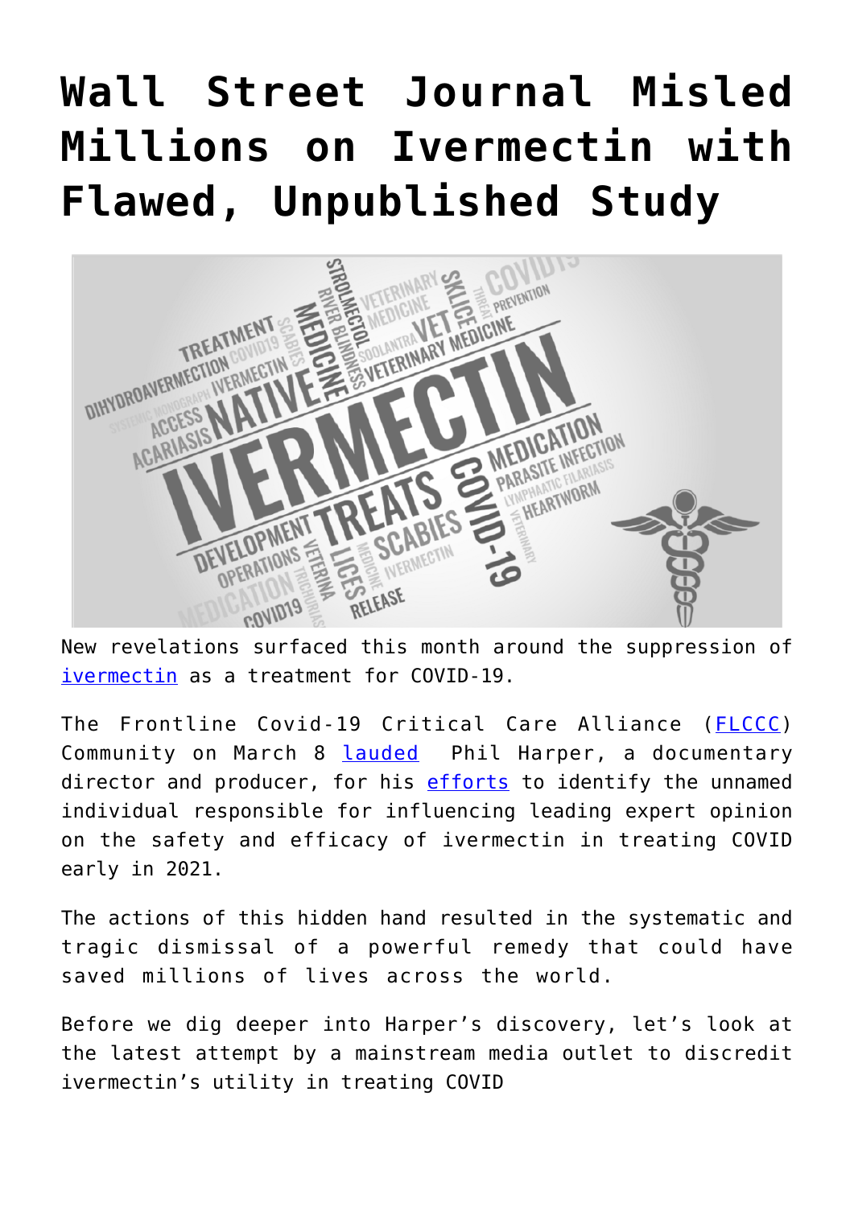# Wall Street Journal Misled Millions on Ivermectin with Flawed, Unpublished Study

New revelations surfaced this month around the suppression of ivermectin as a treatment for COVID-19.

The Frontline Covid-19 Critical Care Alliance (FLCCC) Community on March 8 lauded Phil Harper, a documentary director and producer, for his efforts to identify the unnamed individual responsible for influencing leading expert opinion on the safety and efficacy of ivermectin in treating COVID early in 2021.

The actions of this hidden hand resulted in the systematic and tragic dismissal of a powerful remedy that could have saved millions of lives across the world.

Before we dig deeper into Harper's discovery, let's look at the latest attempt by a mainstream media outlet to discredit ivermectin's utility in treating COVID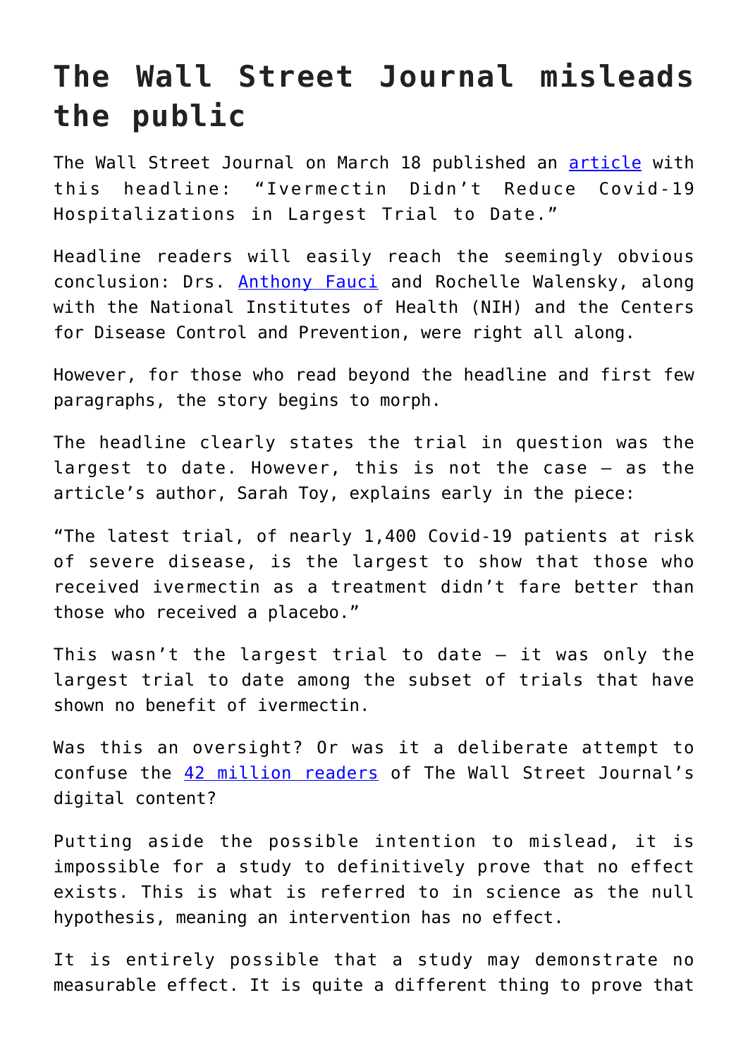# The Wall Street Journal misleads the public

The Wall Street Journal on March 18 published an article with this headline: “Ivermectin Didn’t Reduce Covid-19 Hospitalizations in Largest Trial to Date.”

Headline readers will easily reach the seemingly obvious conclusion: Drs. Anthony Fauci and Rochelle Walensky, along with the National Institutes of Health (NIH) and the Centers for Disease Control and Prevention, were right all along.

However, for those who read beyond the headline and first few paragraphs, the story begins to morph.

The headline clearly states the trial in question was the largest to date. However, this is not the case — as the article’s author, Sarah Toy, explains early in the piece:

“The latest trial, of nearly 1,400 Covid-19 patients at risk of severe disease, is the largest to show that those who received ivermectin as a treatment didn’t fare better than those who received a placebo.”

This wasn’t the largest trial to date — it was only the largest trial to date among the subset of trials that have shown no benefit of ivermectin.

Was this an oversight? Or was it a deliberate attempt to confuse the 42 million readers of The Wall Street Journal’s digital content?

Putting aside the possible intention to mislead, it is impossible for a study to definitively prove that no effect exists. This is what is referred to in science as the null hypothesis, meaning an intervention has no effect.

It is entirely possible that a study may demonstrate no measurable effect. It is quite a different thing to prove that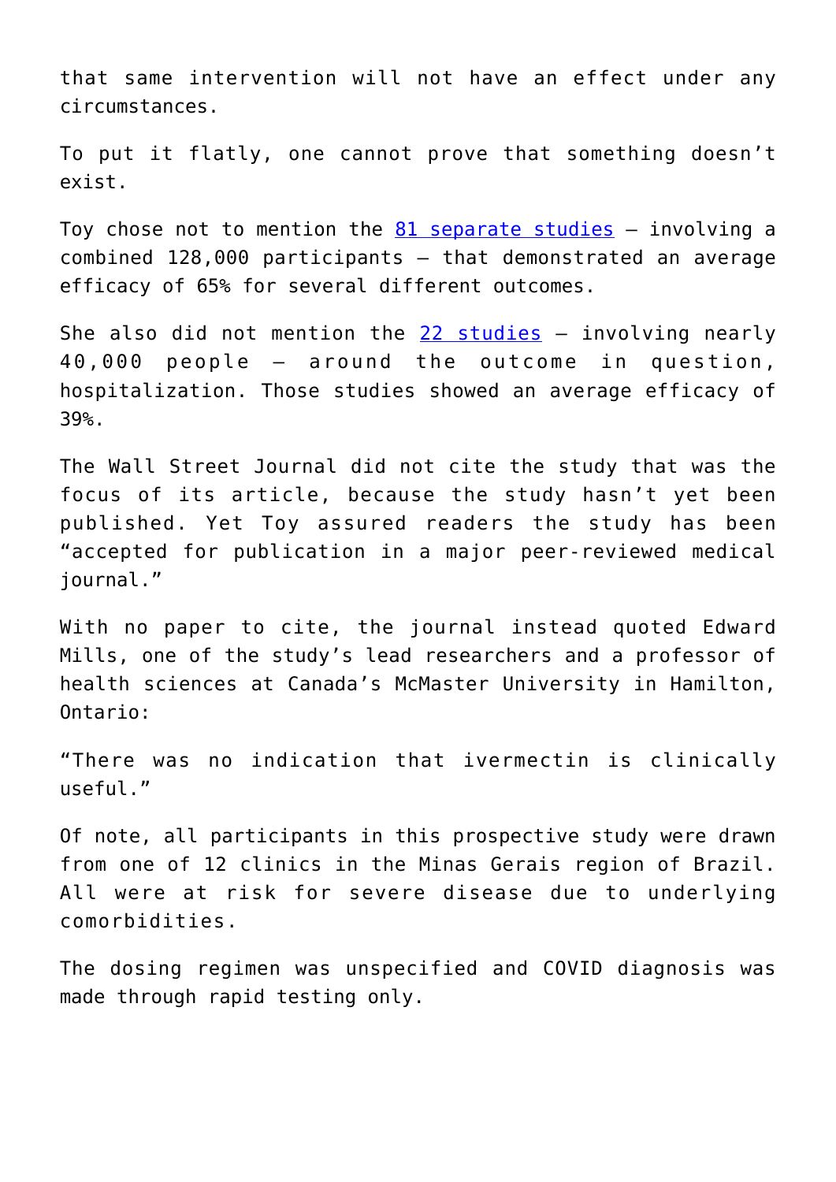that same intervention will not have an effect under any circumstances.

To put it flatly, one cannot prove that something doesn't exist.

Toy chose not to mention the 81 separate studies — involving a combined 128,000 participants — that demonstrated an average efficacy of 65% for several different outcomes.

She also did not mention the 22 studies — involving nearly 40,000 people — around the outcome in question, hospitalization. Those studies showed an average efficacy of 39%.

The Wall Street Journal did not cite the study that was the focus of its article, because the study hasn't yet been published. Yet Toy assured readers the study has been "accepted for publication in a major peer-reviewed medical journal."

With no paper to cite, the journal instead quoted Edward Mills, one of the study's lead researchers and a professor of health sciences at Canada's McMaster University in Hamilton, Ontario:

"There was no indication that ivermectin is clinically useful."

Of note, all participants in this prospective study were drawn from one of 12 clinics in the Minas Gerais region of Brazil. All were at risk for severe disease due to underlying comorbidities.

The dosing regimen was unspecified and COVID diagnosis was made through rapid testing only.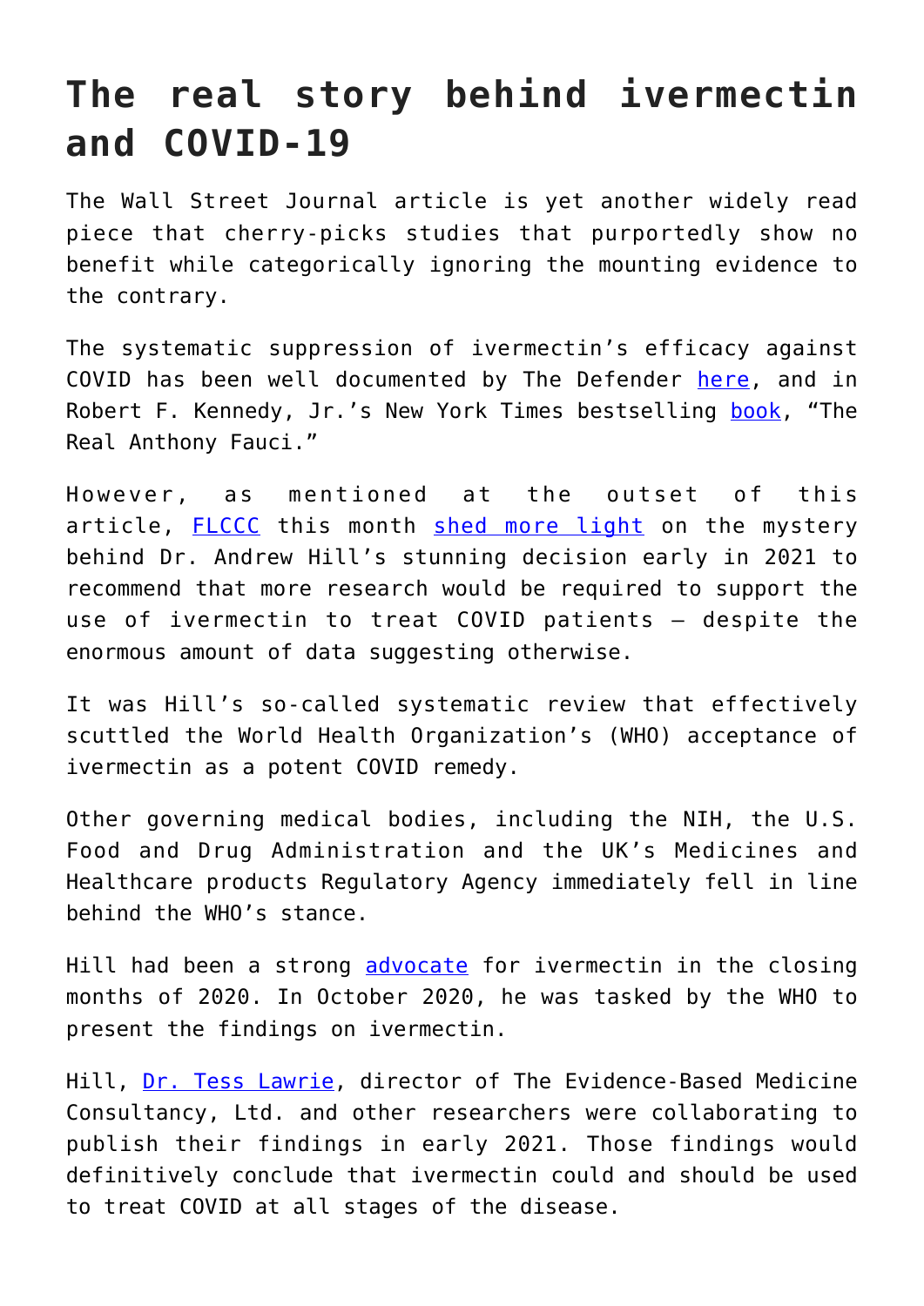# The real story behind ivermectin and COVID-19

The Wall Street Journal article is yet another widely read piece that cherry-picks studies that purportedly show no benefit while categorically ignoring the mounting evidence to the contrary.

The systematic suppression of ivermectin's efficacy against COVID has been well documented by The Defender here, and in Robert F. Kennedy, Jr.'s New York Times bestselling book, "The Real Anthony Fauci."

However, as mentioned at the outset of this article, FLCCC this month shed more light on the mystery behind Dr. Andrew Hill's stunning decision early in 2021 to recommend that more research would be required to support the use of ivermectin to treat COVID patients — despite the enormous amount of data suggesting otherwise.

It was Hill's so-called systematic review that effectively scuttled the World Health Organization's (WHO) acceptance of ivermectin as a potent COVID remedy.

Other governing medical bodies, including the NIH, the U.S. Food and Drug Administration and the UK's Medicines and Healthcare products Regulatory Agency immediately fell in line behind the WHO's stance.

Hill had been a strong advocate for ivermectin in the closing months of 2020. In October 2020, he was tasked by the WHO to present the findings on ivermectin.

Hill, Dr. Tess Lawrie, director of The Evidence-Based Medicine Consultancy, Ltd. and other researchers were collaborating to publish their findings in early 2021. Those findings would definitively conclude that ivermectin could and should be used to treat COVID at all stages of the disease.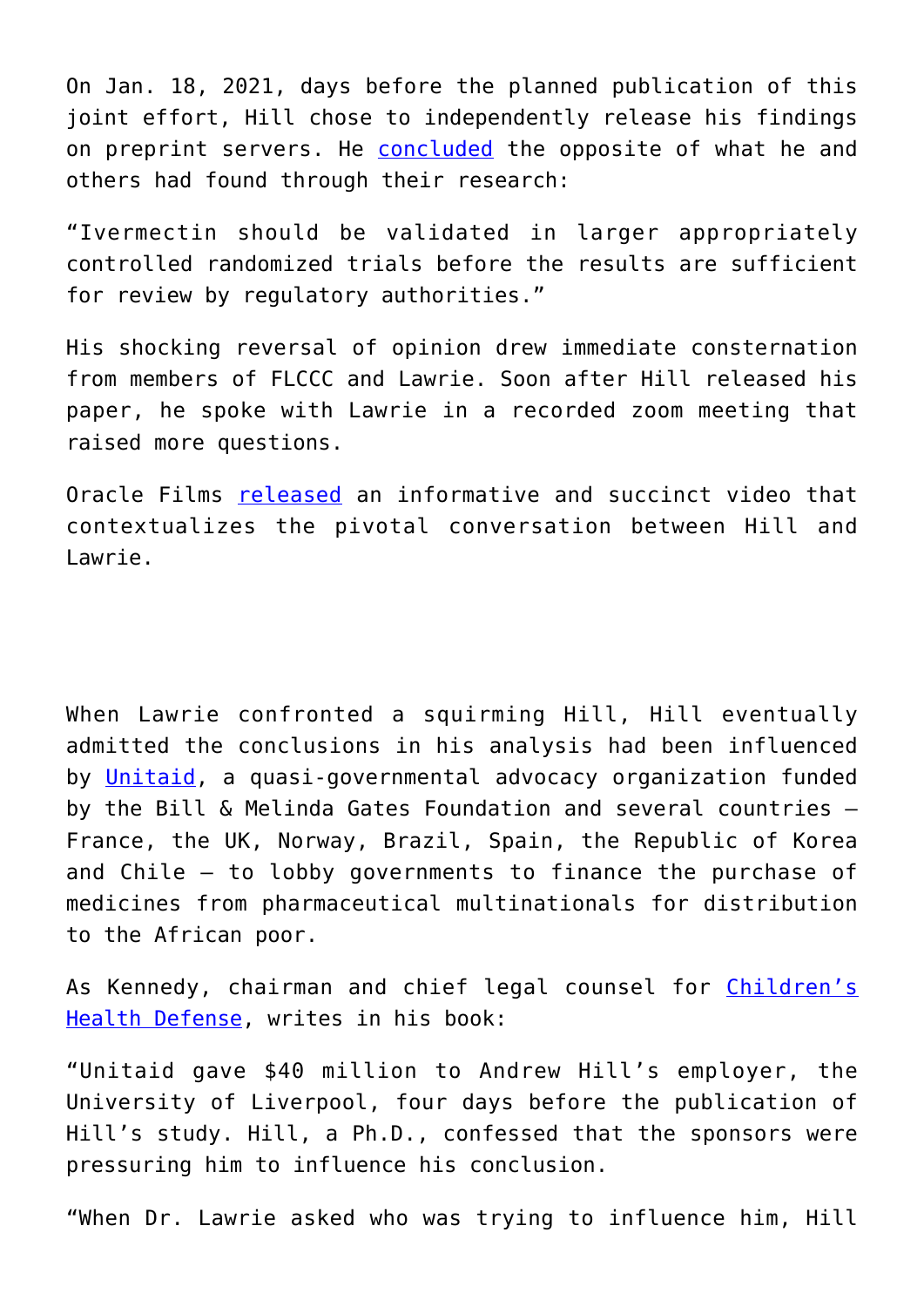On Jan. 18, 2021, days before the planned publication of this joint effort, Hill chose to independently release his findings on preprint servers. He concluded the opposite of what he and others had found through their research:

"Ivermectin should be validated in larger appropriately controlled randomized trials before the results are sufficient for review by regulatory authorities."

His shocking reversal of opinion drew immediate consternation from members of FLCCC and Lawrie. Soon after Hill released his paper, he spoke with Lawrie in a recorded zoom meeting that raised more questions.

Oracle Films released an informative and succinct video that contextualizes the pivotal conversation between Hill and Lawrie.

When Lawrie confronted a squirming Hill, Hill eventually admitted the conclusions in his analysis had been influenced by Unitaid, a quasi-governmental advocacy organization funded by the Bill & Melinda Gates Foundation and several countries — France, the UK, Norway, Brazil, Spain, the Republic of Korea and Chile — to lobby governments to finance the purchase of medicines from pharmaceutical multinationals for distribution to the African poor.

As Kennedy, chairman and chief legal counsel for Children's Health Defense, writes in his book:

"Unitaid gave $40 million to Andrew Hill's employer, the University of Liverpool, four days before the publication of Hill's study. Hill, a Ph.D., confessed that the sponsors were pressuring him to influence his conclusion.

"When Dr. Lawrie asked who was trying to influence him, Hill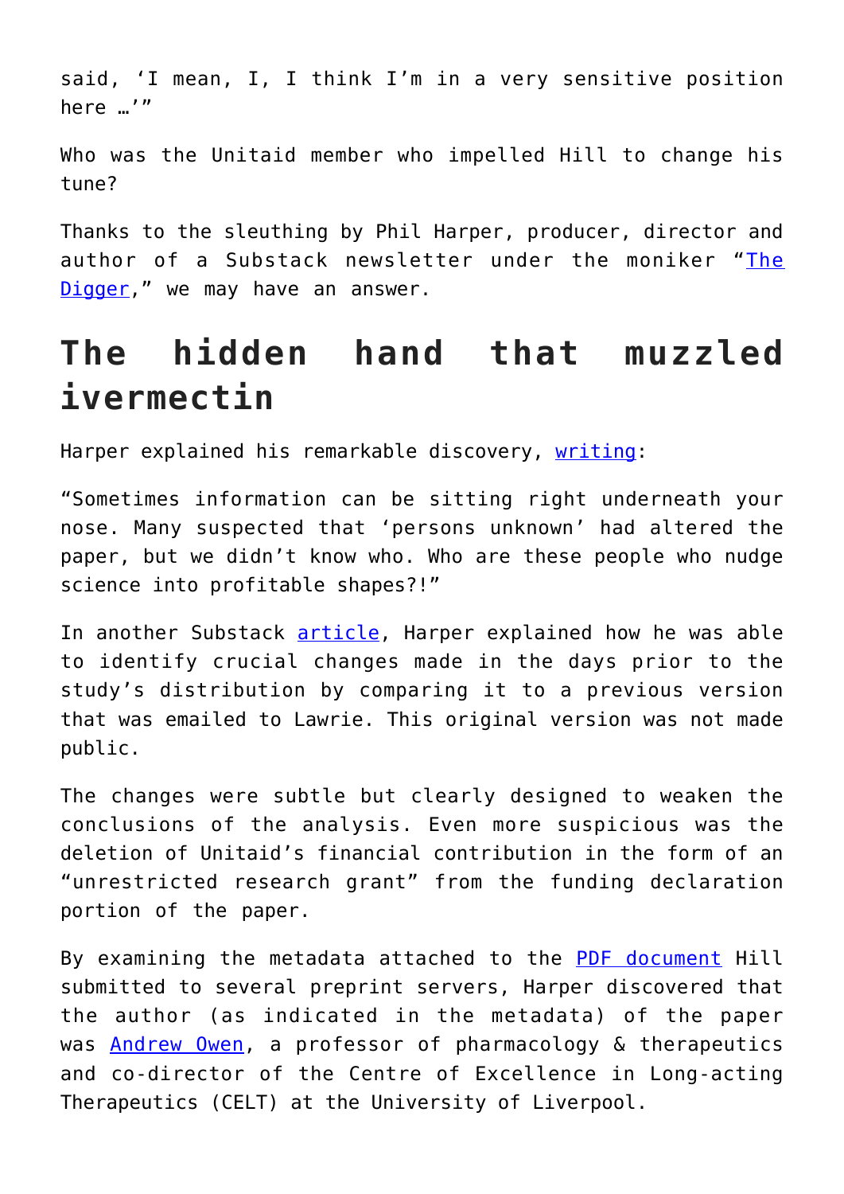said, ‘I mean, I, I think I’m in a very sensitive position here …’”

Who was the Unitaid member who impelled Hill to change his tune?

Thanks to the sleuthing by Phil Harper, producer, director and author of a Substack newsletter under the moniker “The Digger,” we may have an answer.

## The hidden hand that muzzled ivermectin

Harper explained his remarkable discovery, writing:

“Sometimes information can be sitting right underneath your nose. Many suspected that ‘persons unknown’ had altered the paper, but we didn’t know who. Who are these people who nudge science into profitable shapes?!”

In another Substack article, Harper explained how he was able to identify crucial changes made in the days prior to the study’s distribution by comparing it to a previous version that was emailed to Lawrie. This original version was not made public.

The changes were subtle but clearly designed to weaken the conclusions of the analysis. Even more suspicious was the deletion of Unitaid’s financial contribution in the form of an “unrestricted research grant” from the funding declaration portion of the paper.

By examining the metadata attached to the PDF document Hill submitted to several preprint servers, Harper discovered that the author (as indicated in the metadata) of the paper was Andrew Owen, a professor of pharmacology & therapeutics and co-director of the Centre of Excellence in Long-acting Therapeutics (CELT) at the University of Liverpool.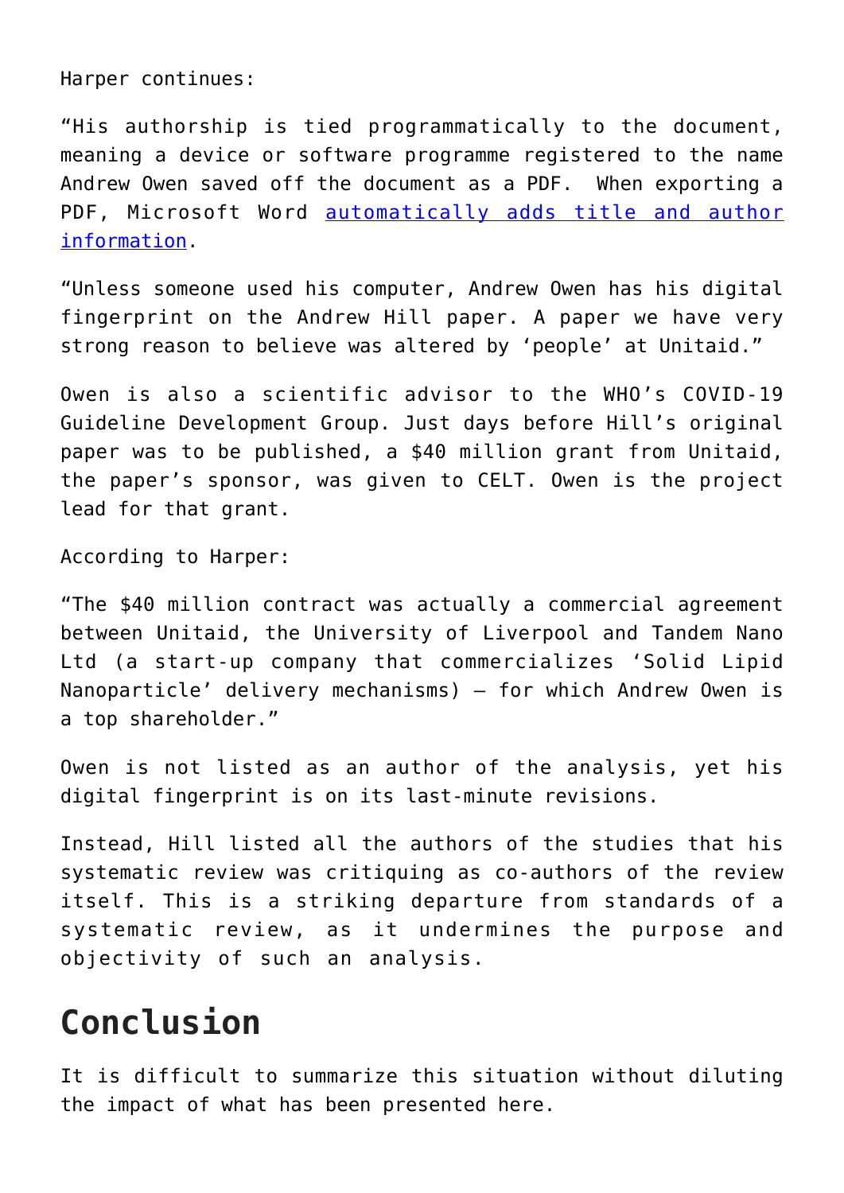Harper continues:

"His authorship is tied programmatically to the document, meaning a device or software programme registered to the name Andrew Owen saved off the document as a PDF. When exporting a PDF, Microsoft Word [automatically adds title and author information](automatically adds title and author information).

"Unless someone used his computer, Andrew Owen has his digital fingerprint on the Andrew Hill paper. A paper we have very strong reason to believe was altered by 'people' at Unitaid."

Owen is also a scientific advisor to the WHO's COVID-19 Guideline Development Group. Just days before Hill's original paper was to be published, a $40 million grant from Unitaid, the paper's sponsor, was given to CELT. Owen is the project lead for that grant.

According to Harper:

"The $40 million contract was actually a commercial agreement between Unitaid, the University of Liverpool and Tandem Nano Ltd (a start-up company that commercializes 'Solid Lipid Nanoparticle' delivery mechanisms) – for which Andrew Owen is a top shareholder."

Owen is not listed as an author of the analysis, yet his digital fingerprint is on its last-minute revisions.

Instead, Hill listed all the authors of the studies that his systematic review was critiquing as co-authors of the review itself. This is a striking departure from standards of a systematic review, as it undermines the purpose and objectivity of such an analysis.

## Conclusion

It is difficult to summarize this situation without diluting the impact of what has been presented here.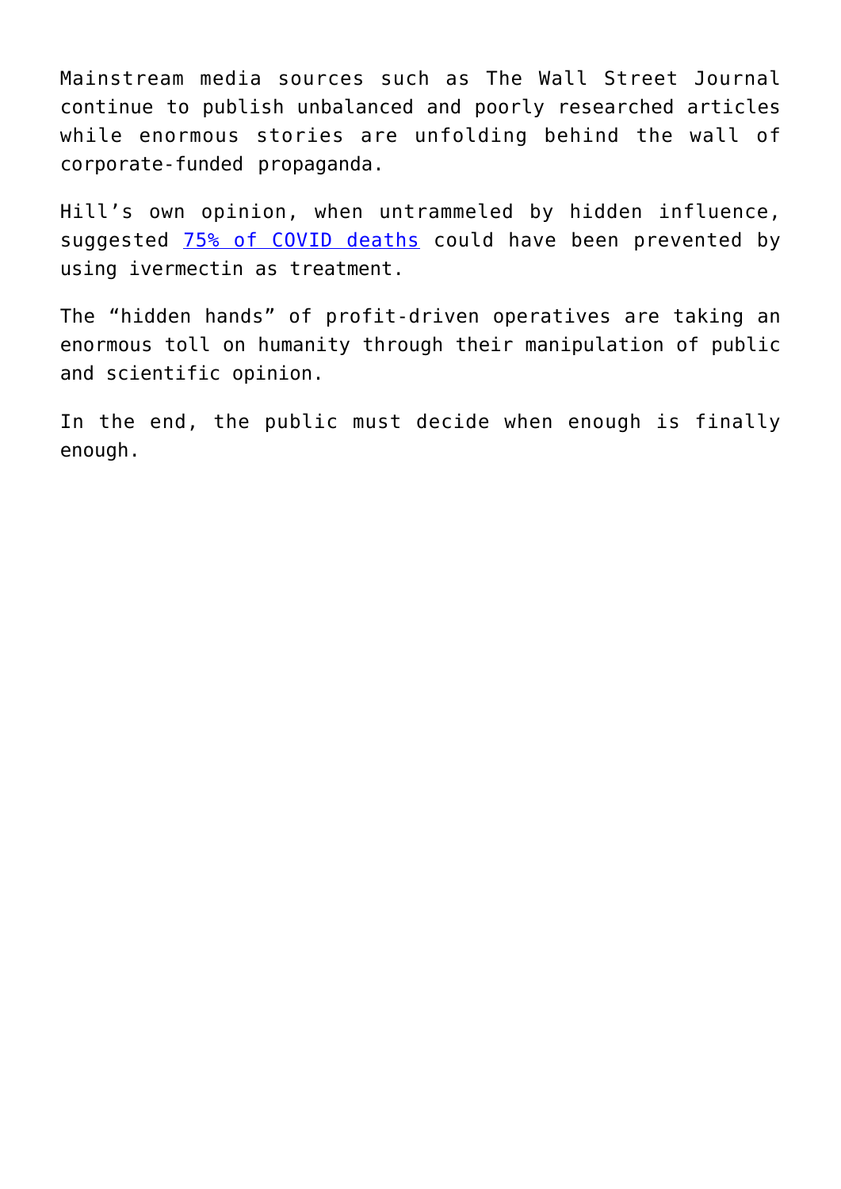Mainstream media sources such as The Wall Street Journal continue to publish unbalanced and poorly researched articles while enormous stories are unfolding behind the wall of corporate-funded propaganda.

Hill's own opinion, when untrammeled by hidden influence, suggested 75% of COVID deaths could have been prevented by using ivermectin as treatment.

The "hidden hands" of profit-driven operatives are taking an enormous toll on humanity through their manipulation of public and scientific opinion.

In the end, the public must decide when enough is finally enough.